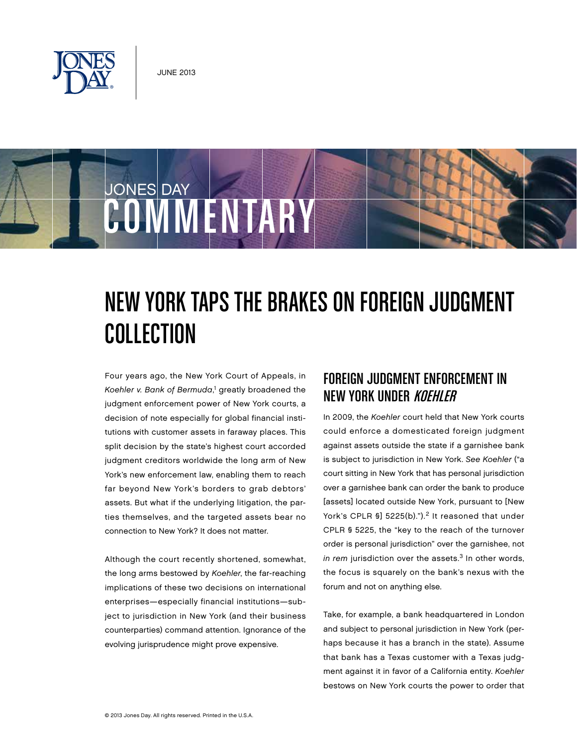JUNE 2013

JONES DAY COMMENTARY

# NEW YORK TAPS THE BRAKES ON FOREIGN JUDGMENT COLLECTION

Four years ago, the New York Court of Appeals, in *Koehler v. Bank of Bermuda*,[1] greatly broadened the judgment enforcement power of New York courts, a decision of note especially for global financial institutions with customer assets in faraway places. This split decision by the state's highest court accorded judgment creditors worldwide the long arm of New York's new enforcement law, enabling them to reach far beyond New York's borders to grab debtors' assets. But what if the underlying litigation, the parties themselves, and the targeted assets bear no connection to New York? It does not matter.

Although the court recently shortened, somewhat, the long arms bestowed by *Koehler*, the far-reaching implications of these two decisions on international enterprises—especially financial institutions—subject to jurisdiction in New York (and their business counterparties) command attention. Ignorance of the evolving jurisprudence might prove expensive.

## FOREIGN JUDGMENT ENFORCEMENT IN NEW YORK UNDER *KOEHLER*

In 2009, the *Koehler* court held that New York courts could enforce a domesticated foreign judgment against assets outside the state if a garnishee bank is subject to jurisdiction in New York. *See Koehler* ("a court sitting in New York that has personal jurisdiction over a garnishee bank can order the bank to produce [assets] located outside New York, pursuant to [New York's CPLR §] 5225(b).").[2] It reasoned that under CPLR § 5225, the "key to the reach of the turnover order is personal jurisdiction" over the garnishee, not *in rem* jurisdiction over the assets.[3] In other words, the focus is squarely on the bank's nexus with the forum and not on anything else.

Take, for example, a bank headquartered in London and subject to personal jurisdiction in New York (perhaps because it has a branch in the state). Assume that bank has a Texas customer with a Texas judgment against it in favor of a California entity. *Koehler* bestows on New York courts the power to order that

© 2013 Jones Day. All rights reserved. Printed in the U.S.A.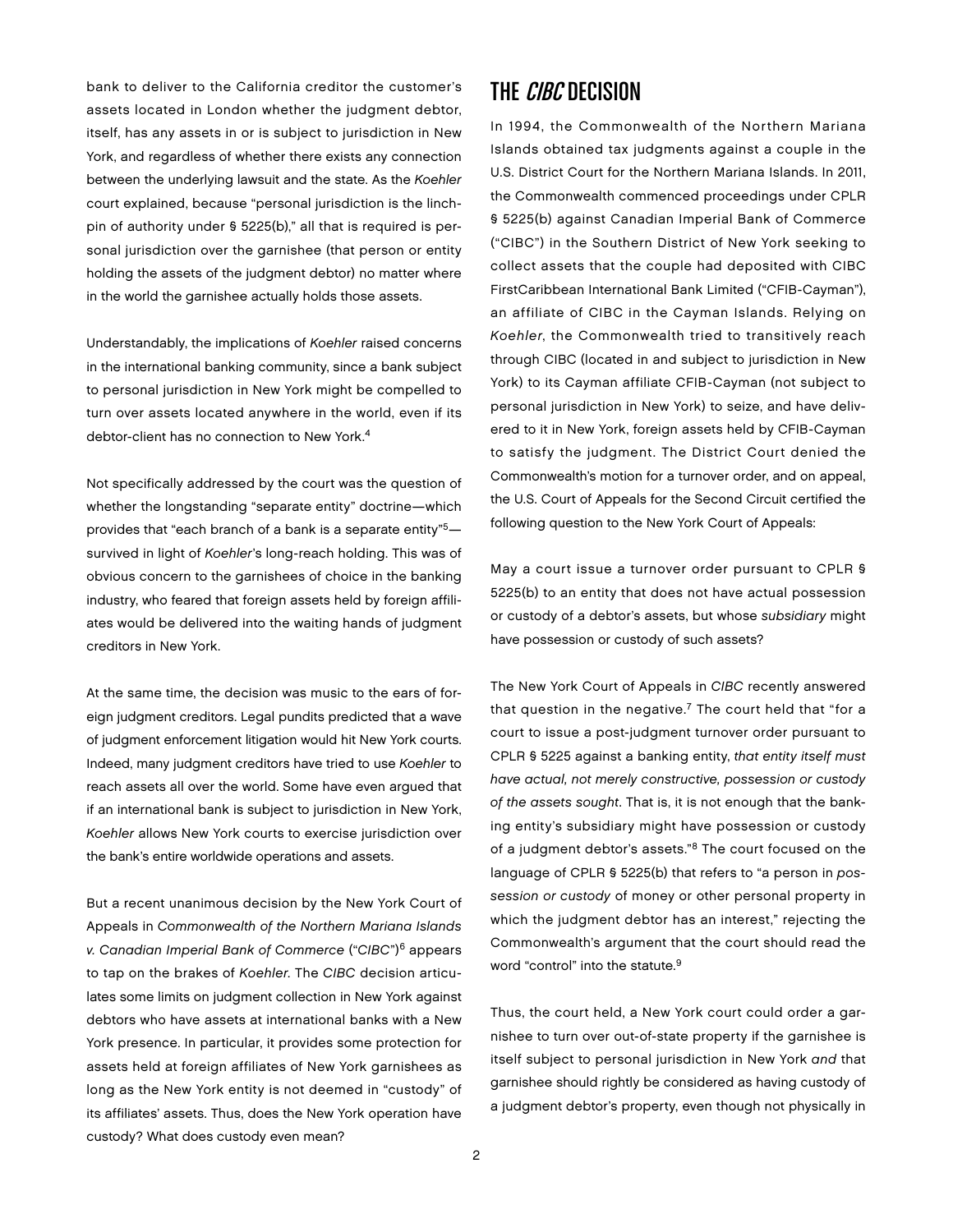bank to deliver to the California creditor the customer's assets located in London whether the judgment debtor, itself, has any assets in or is subject to jurisdiction in New York, and regardless of whether there exists any connection between the underlying lawsuit and the state. As the *Koehler* court explained, because "personal jurisdiction is the linchpin of authority under § 5225(b)," all that is required is personal jurisdiction over the garnishee (that person or entity holding the assets of the judgment debtor) no matter where in the world the garnishee actually holds those assets.

Understandably, the implications of *Koehler* raised concerns in the international banking community, since a bank subject to personal jurisdiction in New York might be compelled to turn over assets located anywhere in the world, even if its debtor-client has no connection to New York.[4]

Not specifically addressed by the court was the question of whether the longstanding "separate entity" doctrine—which provides that "each branch of a bank is a separate entity"[5]—survived in light of *Koehler*'s long-reach holding. This was of obvious concern to the garnishees of choice in the banking industry, who feared that foreign assets held by foreign affiliates would be delivered into the waiting hands of judgment creditors in New York.

At the same time, the decision was music to the ears of foreign judgment creditors. Legal pundits predicted that a wave of judgment enforcement litigation would hit New York courts. Indeed, many judgment creditors have tried to use *Koehler* to reach assets all over the world. Some have even argued that if an international bank is subject to jurisdiction in New York, *Koehler* allows New York courts to exercise jurisdiction over the bank's entire worldwide operations and assets.

But a recent unanimous decision by the New York Court of Appeals in *Commonwealth of the Northern Mariana Islands v. Canadian Imperial Bank of Commerce* ("*CIBC*")[6] appears to tap on the brakes of *Koehler*. The *CIBC* decision articulates some limits on judgment collection in New York against debtors who have assets at international banks with a New York presence. In particular, it provides some protection for assets held at foreign affiliates of New York garnishees as long as the New York entity is not deemed in "custody" of its affiliates' assets. Thus, does the New York operation have custody? What does custody even mean?

## THE *CIBC* DECISION

In 1994, the Commonwealth of the Northern Mariana Islands obtained tax judgments against a couple in the U.S. District Court for the Northern Mariana Islands. In 2011, the Commonwealth commenced proceedings under CPLR § 5225(b) against Canadian Imperial Bank of Commerce ("CIBC") in the Southern District of New York seeking to collect assets that the couple had deposited with CIBC FirstCaribbean International Bank Limited ("CFIB-Cayman"), an affiliate of CIBC in the Cayman Islands. Relying on *Koehler*, the Commonwealth tried to transitively reach through CIBC (located in and subject to jurisdiction in New York) to its Cayman affiliate CFIB-Cayman (not subject to personal jurisdiction in New York) to seize, and have delivered to it in New York, foreign assets held by CFIB-Cayman to satisfy the judgment. The District Court denied the Commonwealth's motion for a turnover order, and on appeal, the U.S. Court of Appeals for the Second Circuit certified the following question to the New York Court of Appeals:

May a court issue a turnover order pursuant to CPLR § 5225(b) to an entity that does not have actual possession or custody of a debtor's assets, but whose *subsidiary* might have possession or custody of such assets?

The New York Court of Appeals in *CIBC* recently answered that question in the negative.[7] The court held that "for a court to issue a post-judgment turnover order pursuant to CPLR § 5225 against a banking entity, *that entity itself must have actual, not merely constructive, possession or custody of the assets sought*. That is, it is not enough that the banking entity's subsidiary might have possession or custody of a judgment debtor's assets."[8] The court focused on the language of CPLR § 5225(b) that refers to "a person in *possession or custody* of money or other personal property in which the judgment debtor has an interest," rejecting the Commonwealth's argument that the court should read the word "control" into the statute.[9]

Thus, the court held, a New York court could order a garnishee to turn over out-of-state property if the garnishee is itself subject to personal jurisdiction in New York *and* that garnishee should rightly be considered as having custody of a judgment debtor's property, even though not physically in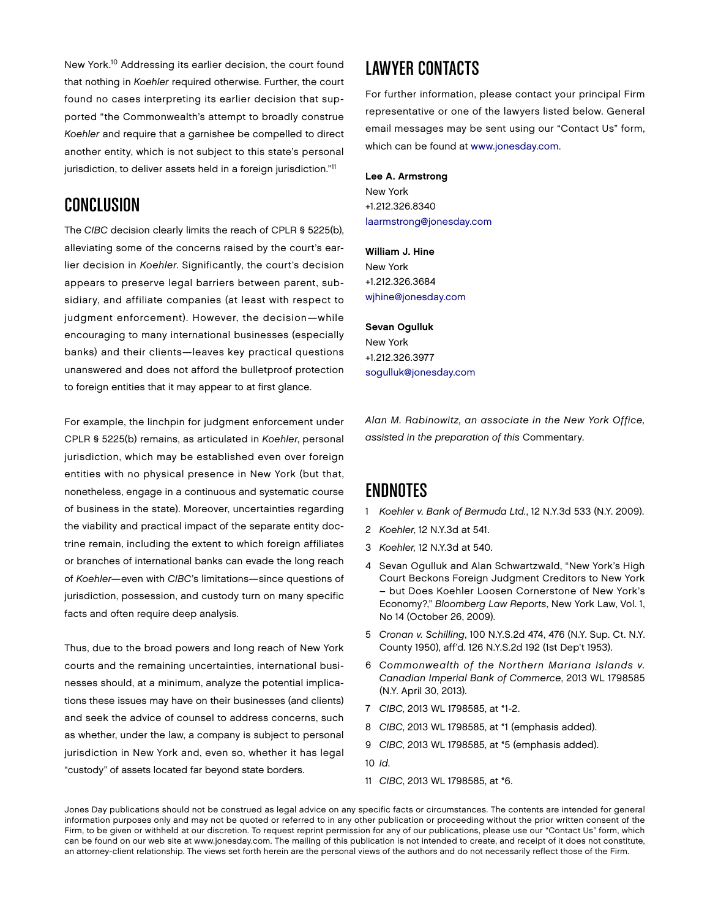New York.[10] Addressing its earlier decision, the court found that nothing in *Koehler* required otherwise. Further, the court found no cases interpreting its earlier decision that supported "the Commonwealth's attempt to broadly construe *Koehler* and require that a garnishee be compelled to direct another entity, which is not subject to this state's personal jurisdiction, to deliver assets held in a foreign jurisdiction."[11]

## CONCLUSION

The *CIBC* decision clearly limits the reach of CPLR § 5225(b), alleviating some of the concerns raised by the court's earlier decision in *Koehler*. Significantly, the court's decision appears to preserve legal barriers between parent, subsidiary, and affiliate companies (at least with respect to judgment enforcement). However, the decision—while encouraging to many international businesses (especially banks) and their clients—leaves key practical questions unanswered and does not afford the bulletproof protection to foreign entities that it may appear to at first glance.

For example, the linchpin for judgment enforcement under CPLR § 5225(b) remains, as articulated in *Koehler*, personal jurisdiction, which may be established even over foreign entities with no physical presence in New York (but that, nonetheless, engage in a continuous and systematic course of business in the state). Moreover, uncertainties regarding the viability and practical impact of the separate entity doctrine remain, including the extent to which foreign affiliates or branches of international banks can evade the long reach of *Koehler*—even with *CIBC*'s limitations—since questions of jurisdiction, possession, and custody turn on many specific facts and often require deep analysis.

Thus, due to the broad powers and long reach of New York courts and the remaining uncertainties, international businesses should, at a minimum, analyze the potential implications these issues may have on their businesses (and clients) and seek the advice of counsel to address concerns, such as whether, under the law, a company is subject to personal jurisdiction in New York and, even so, whether it has legal "custody" of assets located far beyond state borders.

## LAWYER CONTACTS

For further information, please contact your principal Firm representative or one of the lawyers listed below. General email messages may be sent using our "Contact Us" form, which can be found at www.jonesday.com.

**Lee A. Armstrong**
New York
+1.212.326.8340
laarmstrong@jonesday.com

**William J. Hine**
New York
+1.212.326.3684
wjhine@jonesday.com

**Sevan Ogulluk**
New York
+1.212.326.3977
sogulluk@jonesday.com

*Alan M. Rabinowitz, an associate in the New York Office, assisted in the preparation of this* Commentary.

## ENDNOTES

1. *Koehler v. Bank of Bermuda Ltd.*, 12 N.Y.3d 533 (N.Y. 2009).
2. *Koehler*, 12 N.Y.3d at 541.
3. *Koehler*, 12 N.Y.3d at 540.
4. Sevan Ogulluk and Alan Schwartzwald, "New York's High Court Beckons Foreign Judgment Creditors to New York – but Does Koehler Loosen Cornerstone of New York's Economy?," *Bloomberg Law Reports*, New York Law, Vol. 1, No 14 (October 26, 2009).
5. *Cronan v. Schilling*, 100 N.Y.S.2d 474, 476 (N.Y. Sup. Ct. N.Y. County 1950), aff'd. 126 N.Y.S.2d 192 (1st Dep't 1953).
6. *Commonwealth of the Northern Mariana Islands v. Canadian Imperial Bank of Commerce*, 2013 WL 1798585 (N.Y. April 30, 2013).
7. *CIBC*, 2013 WL 1798585, at *1-2.
8. *CIBC*, 2013 WL 1798585, at *1 (emphasis added).
9. *CIBC*, 2013 WL 1798585, at *5 (emphasis added).
10. *Id.*
11. *CIBC*, 2013 WL 1798585, at *6.

Jones Day publications should not be construed as legal advice on any specific facts or circumstances. The contents are intended for general information purposes only and may not be quoted or referred to in any other publication or proceeding without the prior written consent of the Firm, to be given or withheld at our discretion. To request reprint permission for any of our publications, please use our "Contact Us" form, which can be found on our web site at www.jonesday.com. The mailing of this publication is not intended to create, and receipt of it does not constitute, an attorney-client relationship. The views set forth herein are the personal views of the authors and do not necessarily reflect those of the Firm.